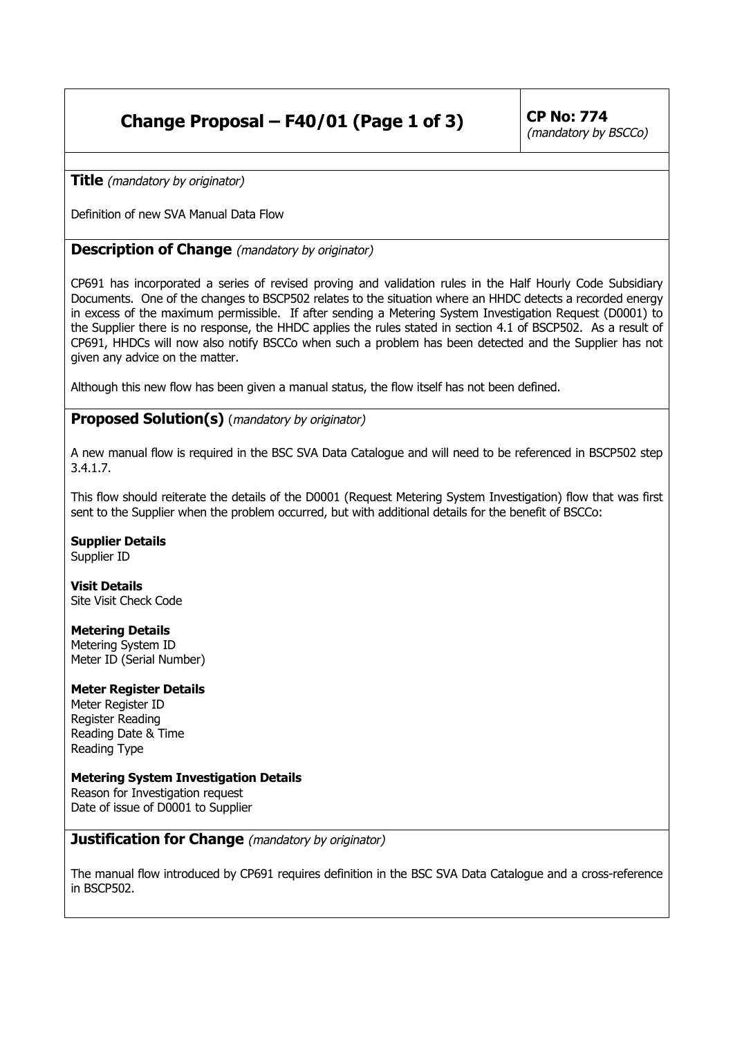# Change Proposal – F40/01 (Page 1 of 3)

**CP No: 774**
*(mandatory by BSCCo)*

**Title** *(mandatory by originator)*

Definition of new SVA Manual Data Flow

**Description of Change** *(mandatory by originator)*

CP691 has incorporated a series of revised proving and validation rules in the Half Hourly Code Subsidiary Documents. One of the changes to BSCP502 relates to the situation where an HHDC detects a recorded energy in excess of the maximum permissible. If after sending a Metering System Investigation Request (D0001) to the Supplier there is no response, the HHDC applies the rules stated in section 4.1 of BSCP502. As a result of CP691, HHDCs will now also notify BSCCo when such a problem has been detected and the Supplier has not given any advice on the matter.

Although this new flow has been given a manual status, the flow itself has not been defined.

**Proposed Solution(s)** *(mandatory by originator)*

A new manual flow is required in the BSC SVA Data Catalogue and will need to be referenced in BSCP502 step 3.4.1.7.

This flow should reiterate the details of the D0001 (Request Metering System Investigation) flow that was first sent to the Supplier when the problem occurred, but with additional details for the benefit of BSCCo:

**Supplier Details**
Supplier ID

**Visit Details**
Site Visit Check Code

**Metering Details**
Metering System ID
Meter ID (Serial Number)

**Meter Register Details**
Meter Register ID
Register Reading
Reading Date & Time
Reading Type

**Metering System Investigation Details**
Reason for Investigation request
Date of issue of D0001 to Supplier

**Justification for Change** *(mandatory by originator)*

The manual flow introduced by CP691 requires definition in the BSC SVA Data Catalogue and a cross-reference in BSCP502.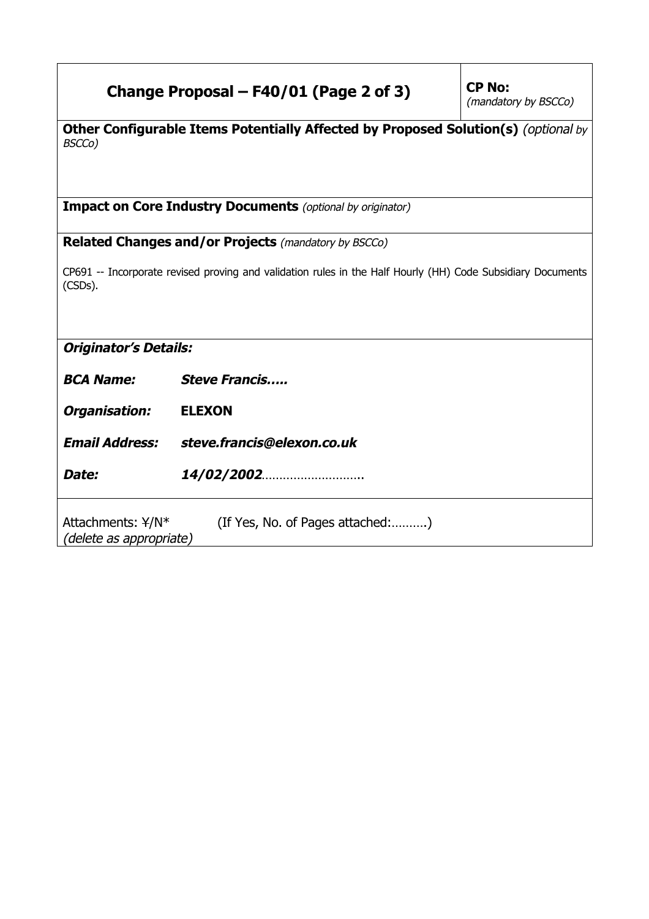## Change Proposal – F40/01 (Page 2 of 3)

**CP No:** *(mandatory by BSCCo)*

**Other Configurable Items Potentially Affected by Proposed Solution(s)** *(optional by BSCCo)*

**Impact on Core Industry Documents** *(optional by originator)*

**Related Changes and/or Projects** *(mandatory by BSCCo)*

CP691 -- Incorporate revised proving and validation rules in the Half Hourly (HH) Code Subsidiary Documents (CSDs).

***Originator's Details:***

***BCA Name:*** ***Steve Francis…..***

***Organisation:*** **ELEXON**

***Email Address:*** ***steve.francis@elexon.co.uk***

***Date:*** ***14/02/2002***………………………..

Attachments: ¥/N* (If Yes, No. of Pages attached:……….)
*(delete as appropriate)*